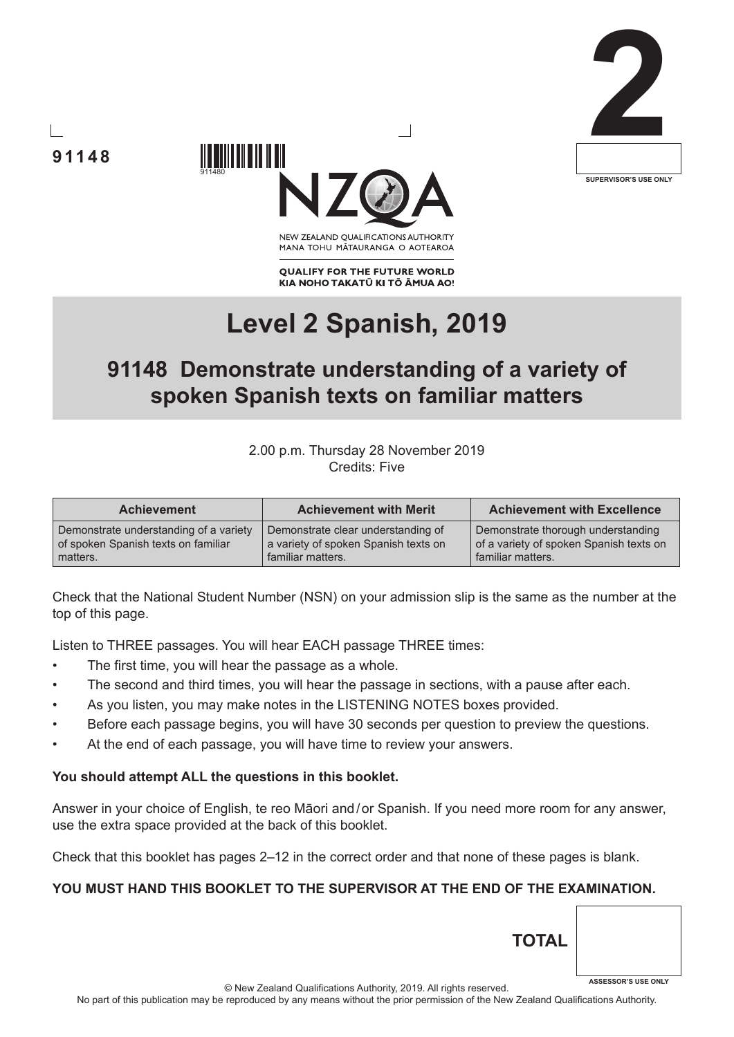91148

NEW ZEALAND QUALIFICATIONS AUTHORITY
MANA TOHU MĀTAURANGA O AOTEAROA

QUALIFY FOR THE FUTURE WORLD
KIA NOHO TAKATŪ KI TŌ ĀMUA AO!

2

SUPERVISOR'S USE ONLY

# Level 2 Spanish, 2019

## 91148 Demonstrate understanding of a variety of spoken Spanish texts on familiar matters

2.00 p.m. Thursday 28 November 2019
Credits: Five

| Achievement | Achievement with Merit | Achievement with Excellence |
|---|---|---|
| Demonstrate understanding of a variety of spoken Spanish texts on familiar matters. | Demonstrate clear understanding of a variety of spoken Spanish texts on familiar matters. | Demonstrate thorough understanding of a variety of spoken Spanish texts on familiar matters. |

Check that the National Student Number (NSN) on your admission slip is the same as the number at the top of this page.

Listen to THREE passages. You will hear EACH passage THREE times:

- The first time, you will hear the passage as a whole.
- The second and third times, you will hear the passage in sections, with a pause after each.
- As you listen, you may make notes in the LISTENING NOTES boxes provided.
- Before each passage begins, you will have 30 seconds per question to preview the questions.
- At the end of each passage, you will have time to review your answers.

**You should attempt ALL the questions in this booklet.**

Answer in your choice of English, te reo Māori and/or Spanish. If you need more room for any answer, use the extra space provided at the back of this booklet.

Check that this booklet has pages 2–12 in the correct order and that none of these pages is blank.

**YOU MUST HAND THIS BOOKLET TO THE SUPERVISOR AT THE END OF THE EXAMINATION.**

**TOTAL**

ASSESSOR'S USE ONLY

© New Zealand Qualifications Authority, 2019. All rights reserved.
No part of this publication may be reproduced by any means without the prior permission of the New Zealand Qualifications Authority.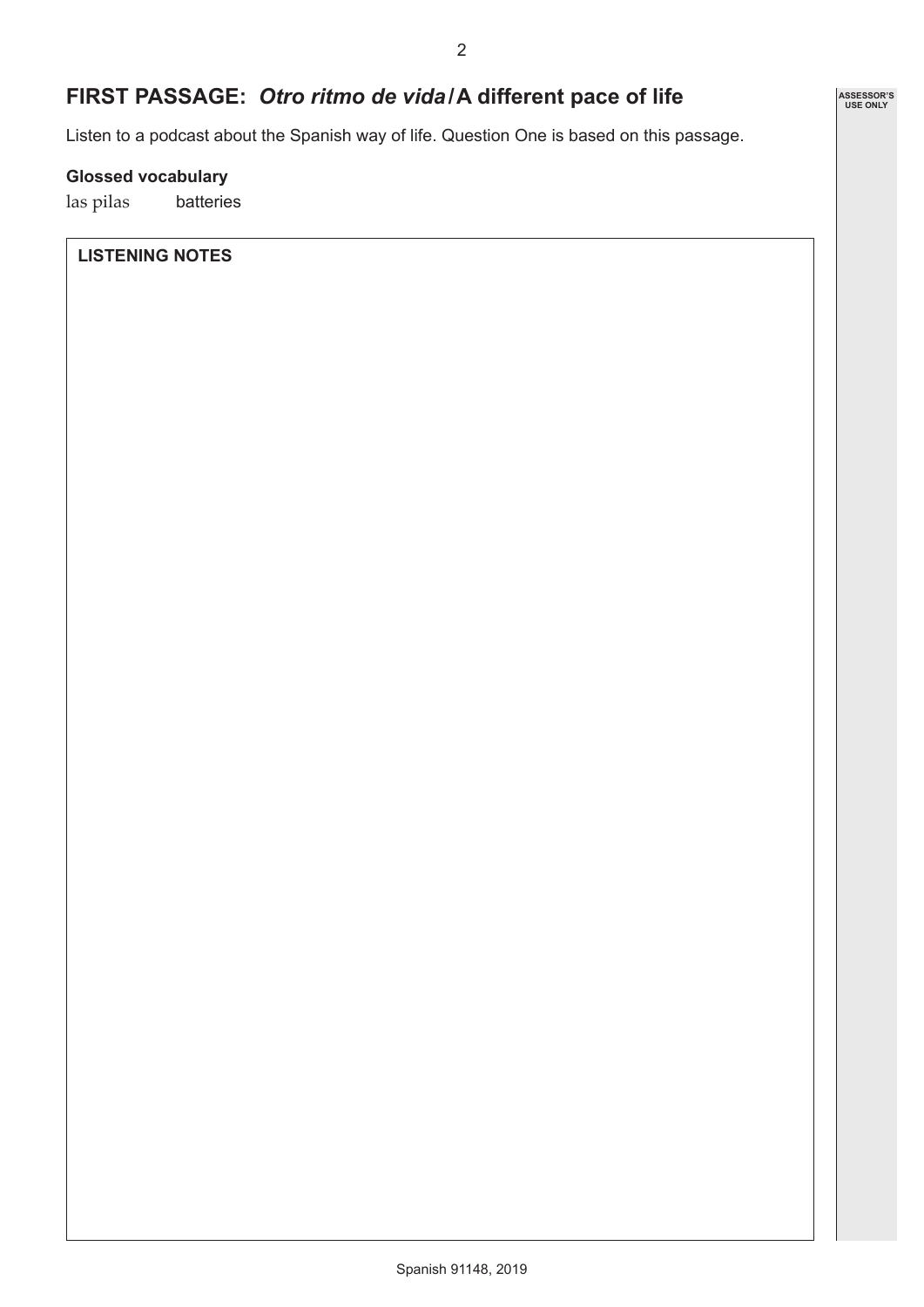## FIRST PASSAGE: *Otro ritmo de vida* / A different pace of life

Listen to a podcast about the Spanish way of life. Question One is based on this passage.

**Glossed vocabulary**

las pilas batteries

**LISTENING NOTES**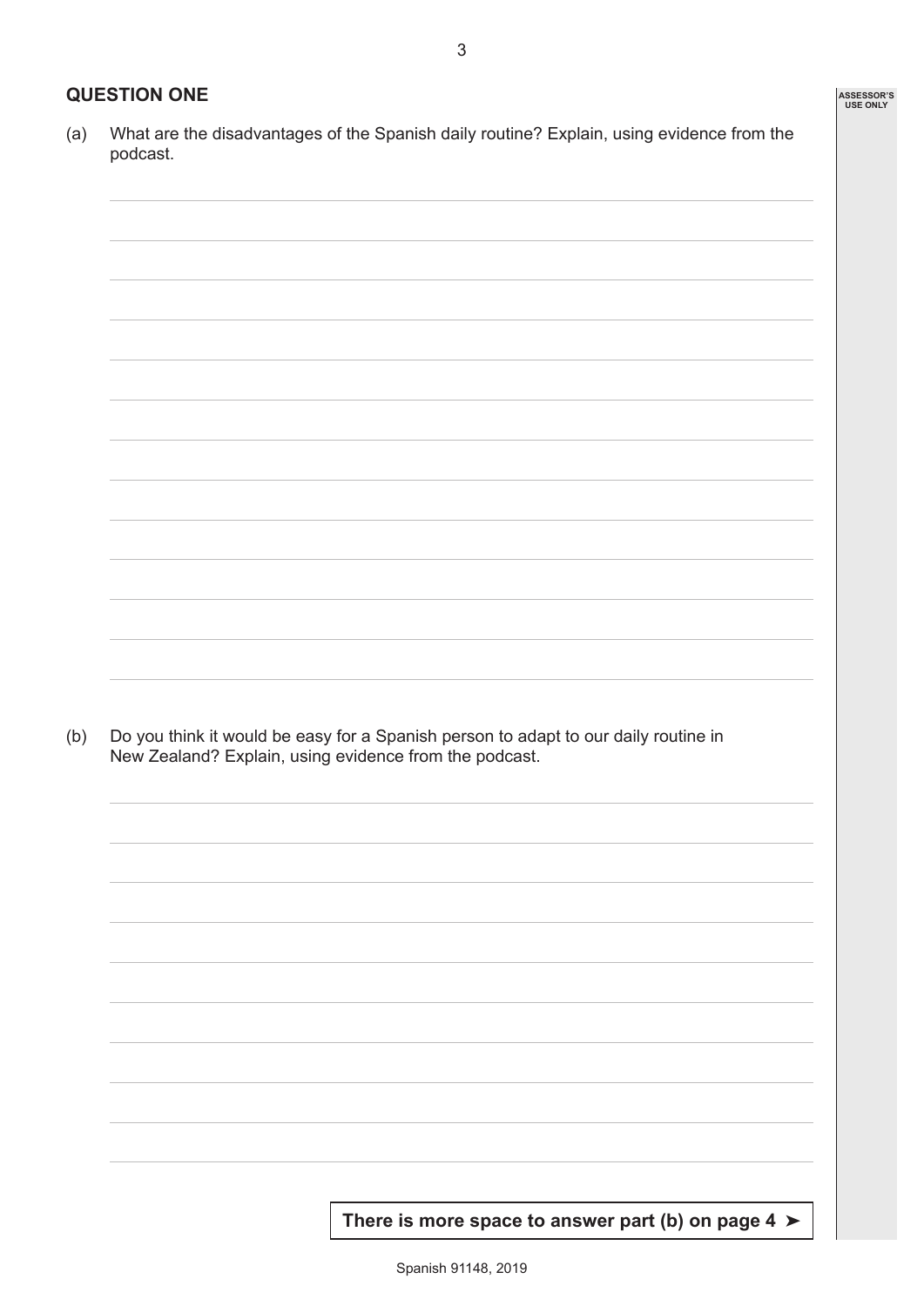## QUESTION ONE

(a) What are the disadvantages of the Spanish daily routine? Explain, using evidence from the podcast.

(b) Do you think it would be easy for a Spanish person to adapt to our daily routine in New Zealand? Explain, using evidence from the podcast.

**There is more space to answer part (b) on page 4 ➤**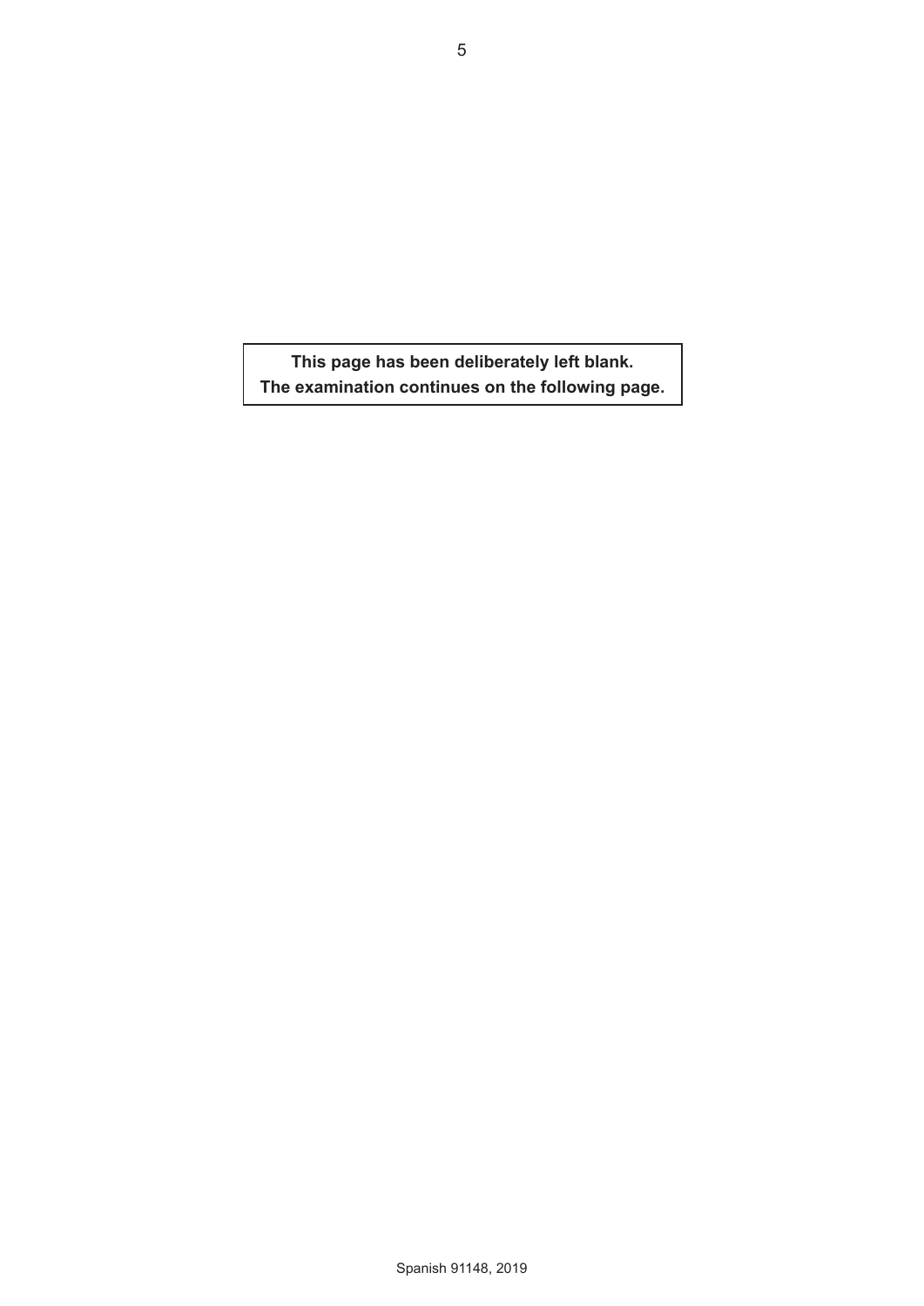**This page has been deliberately left blank.**
**The examination continues on the following page.**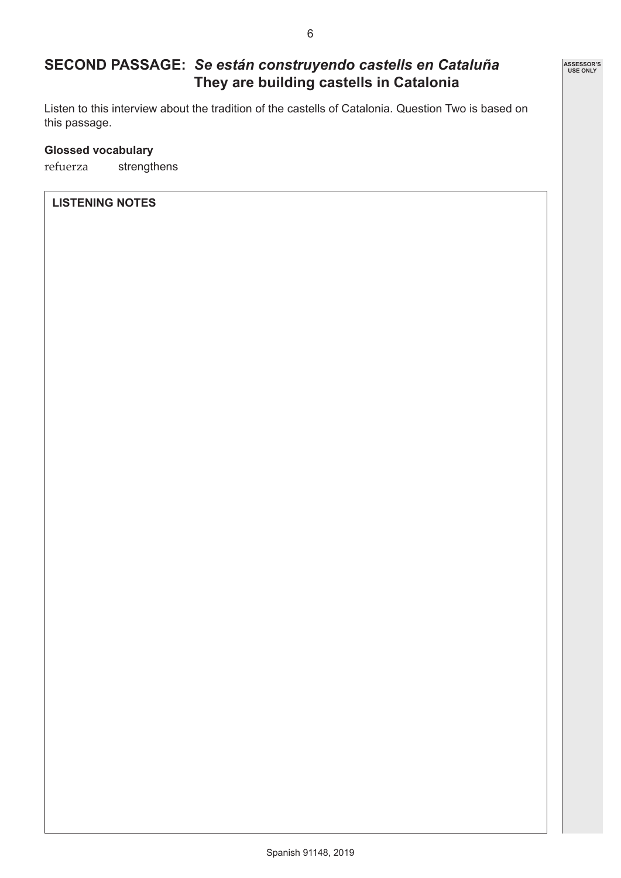## SECOND PASSAGE: *Se están construyendo castells en Cataluña* They are building castells in Catalonia

Listen to this interview about the tradition of the castells of Catalonia. Question Two is based on this passage.

**Glossed vocabulary**

refuerza strengthens

**LISTENING NOTES**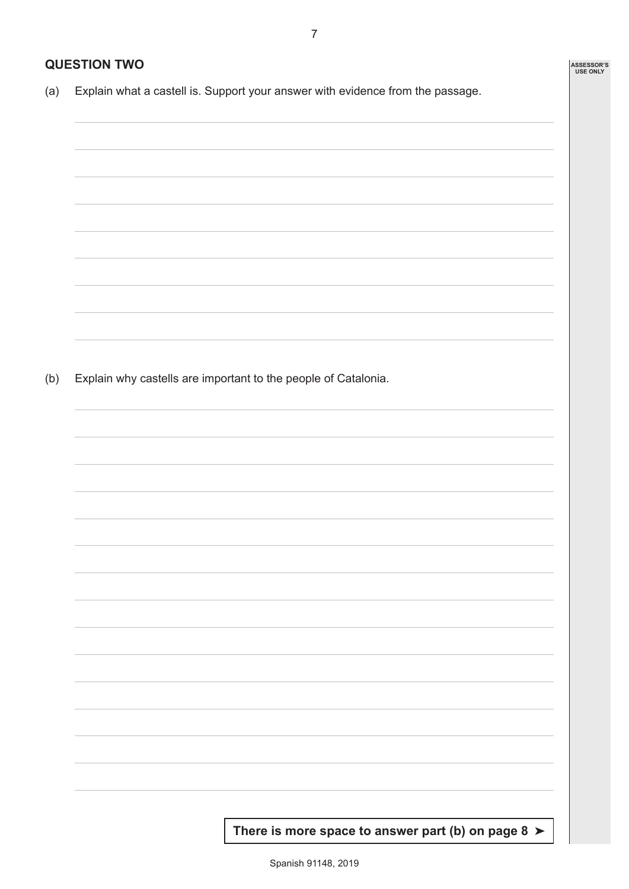## QUESTION TWO

(a) Explain what a castell is. Support your answer with evidence from the passage.

(b) Explain why castells are important to the people of Catalonia.

**There is more space to answer part (b) on page 8 ➤**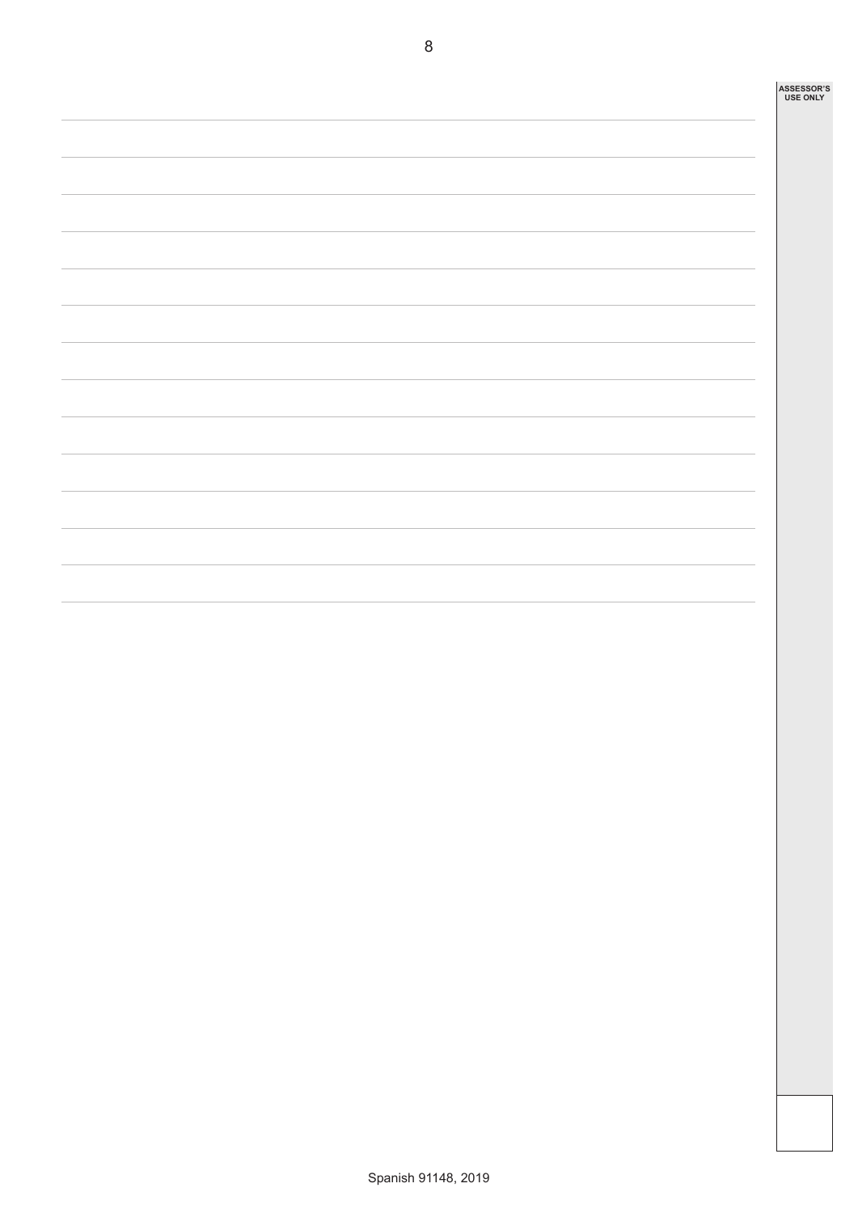ASSESSOR'S USE ONLY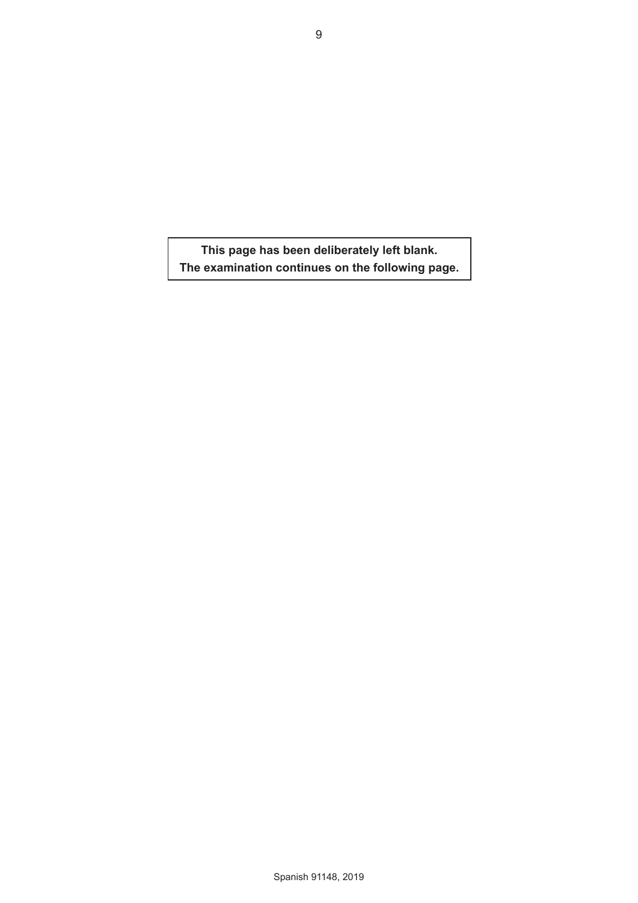**This page has been deliberately left blank.**
**The examination continues on the following page.**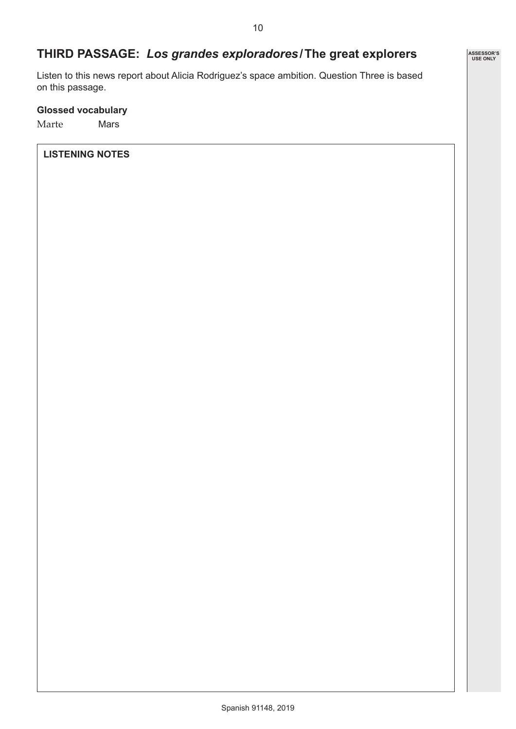## THIRD PASSAGE: *Los grandes exploradores* / The great explorers

Listen to this news report about Alicia Rodriguez's space ambition. Question Three is based on this passage.

**Glossed vocabulary**

Marte Mars

**LISTENING NOTES**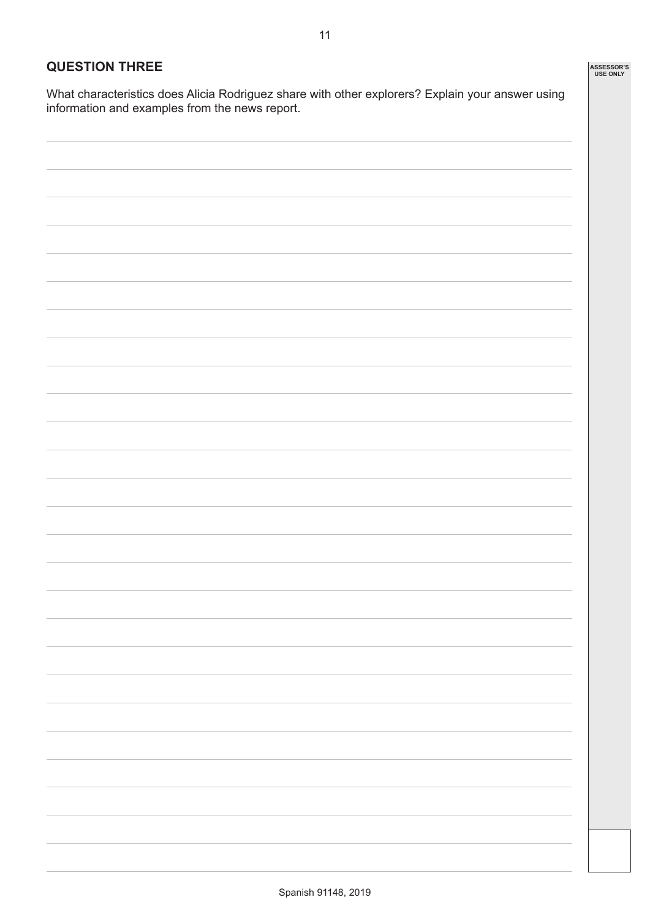## QUESTION THREE

What characteristics does Alicia Rodriguez share with other explorers? Explain your answer using information and examples from the news report.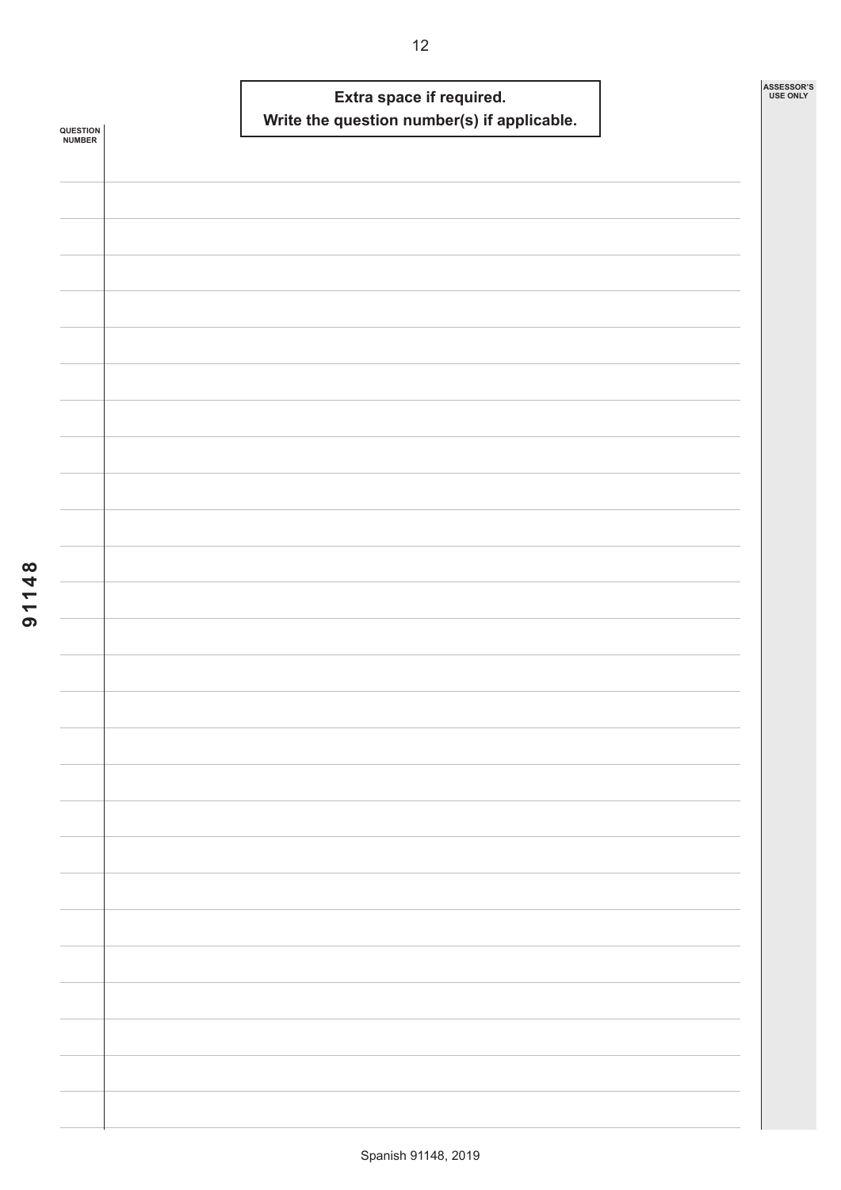**Extra space if required.**
**Write the question number(s) if applicable.**

QUESTION NUMBER

ASSESSOR'S USE ONLY

91148

Spanish 91148, 2019